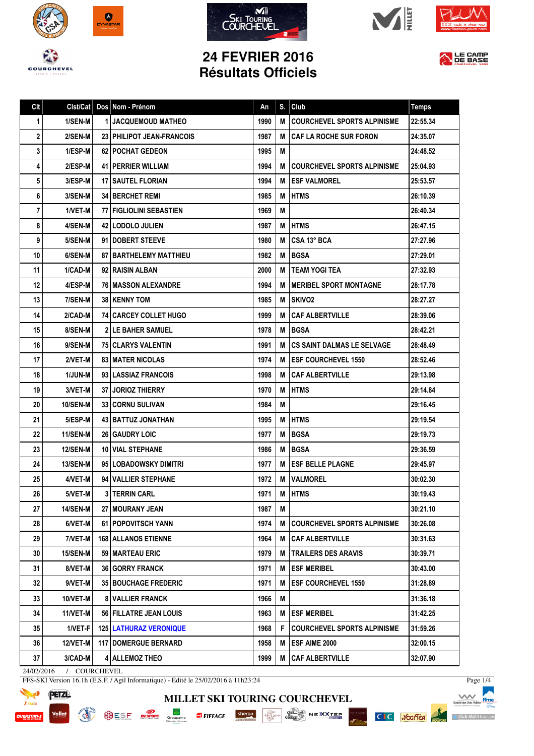# 24 FEVRIER 2016
# Résultats Officiels

| Clt | Clst/Cat | Dos | Nom - Prénom | An | S. | Club | Temps |
|---|---|---|---|---|---|---|---|
| 1 | 1/SEN-M | 1 | JACQUEMOUD MATHEO | 1990 | M | COURCHEVEL SPORTS ALPINISME | 22:55.34 |
| 2 | 2/SEN-M | 23 | PHILIPOT JEAN-FRANCOIS | 1987 | M | CAF LA ROCHE SUR FORON | 24:35.07 |
| 3 | 1/ESP-M | 62 | POCHAT GEDEON | 1995 | M | | 24:48.52 |
| 4 | 2/ESP-M | 41 | PERRIER WILLIAM | 1994 | M | COURCHEVEL SPORTS ALPINISME | 25:04.93 |
| 5 | 3/ESP-M | 17 | SAUTEL FLORIAN | 1994 | M | ESF VALMOREL | 25:53.57 |
| 6 | 3/SEN-M | 34 | BERCHET REMI | 1985 | M | HTMS | 26:10.39 |
| 7 | 1/VET-M | 77 | FIGLIOLINI SEBASTIEN | 1969 | M | | 26:40.34 |
| 8 | 4/SEN-M | 42 | LODOLO JULIEN | 1987 | M | HTMS | 26:47.15 |
| 9 | 5/SEN-M | 91 | DOBERT STEEVE | 1980 | M | CSA 13° BCA | 27:27.96 |
| 10 | 6/SEN-M | 87 | BARTHELEMY MATTHIEU | 1982 | M | BGSA | 27:29.01 |
| 11 | 1/CAD-M | 92 | RAISIN ALBAN | 2000 | M | TEAM YOGI TEA | 27:32.93 |
| 12 | 4/ESP-M | 76 | MASSON ALEXANDRE | 1994 | M | MERIBEL SPORT MONTAGNE | 28:17.78 |
| 13 | 7/SEN-M | 38 | KENNY TOM | 1985 | M | SKIVO2 | 28:27.27 |
| 14 | 2/CAD-M | 74 | CARCEY COLLET HUGO | 1999 | M | CAF ALBERTVILLE | 28:39.06 |
| 15 | 8/SEN-M | 2 | LE BAHER SAMUEL | 1978 | M | BGSA | 28:42.21 |
| 16 | 9/SEN-M | 75 | CLARYS VALENTIN | 1991 | M | CS SAINT DALMAS LE SELVAGE | 28:48.49 |
| 17 | 2/VET-M | 83 | MATER NICOLAS | 1974 | M | ESF COURCHEVEL 1550 | 28:52.46 |
| 18 | 1/JUN-M | 93 | LASSIAZ FRANCOIS | 1998 | M | CAF ALBERTVILLE | 29:13.98 |
| 19 | 3/VET-M | 37 | JORIOZ THIERRY | 1970 | M | HTMS | 29:14.84 |
| 20 | 10/SEN-M | 33 | CORNU SULIVAN | 1984 | M | | 29:16.45 |
| 21 | 5/ESP-M | 43 | BATTUZ JONATHAN | 1995 | M | HTMS | 29:19.54 |
| 22 | 11/SEN-M | 26 | GAUDRY LOIC | 1977 | M | BGSA | 29:19.73 |
| 23 | 12/SEN-M | 10 | VIAL STEPHANE | 1986 | M | BGSA | 29:36.59 |
| 24 | 13/SEN-M | 95 | LOBADOWSKY DIMITRI | 1977 | M | ESF BELLE PLAGNE | 29:45.97 |
| 25 | 4/VET-M | 94 | VALLIER STEPHANE | 1972 | M | VALMOREL | 30:02.30 |
| 26 | 5/VET-M | 3 | TERRIN CARL | 1971 | M | HTMS | 30:19.43 |
| 27 | 14/SEN-M | 27 | MOURANY JEAN | 1987 | M | | 30:21.10 |
| 28 | 6/VET-M | 61 | POPOVITSCH YANN | 1974 | M | COURCHEVEL SPORTS ALPINISME | 30:26.08 |
| 29 | 7/VET-M | 168 | ALLANOS ETIENNE | 1964 | M | CAF ALBERTVILLE | 30:31.63 |
| 30 | 15/SEN-M | 59 | MARTEAU ERIC | 1979 | M | TRAILERS DES ARAVIS | 30:39.71 |
| 31 | 8/VET-M | 36 | GORRY FRANCK | 1971 | M | ESF MERIBEL | 30:43.00 |
| 32 | 9/VET-M | 35 | BOUCHAGE FREDERIC | 1971 | M | ESF COURCHEVEL 1550 | 31:28.89 |
| 33 | 10/VET-M | 8 | VALLIER FRANCK | 1966 | M | | 31:36.18 |
| 34 | 11/VET-M | 56 | FILLATRE JEAN LOUIS | 1963 | M | ESF MERIBEL | 31:42.25 |
| 35 | 1/VET-F | 125 | LATHURAZ VERONIQUE | 1968 | F | COURCHEVEL SPORTS ALPINISME | 31:59.26 |
| 36 | 12/VET-M | 117 | DOMERGUE BERNARD | 1958 | M | ESF AIME 2000 | 32:00.15 |
| 37 | 3/CAD-M | 4 | ALLEMOZ THEO | 1999 | M | CAF ALBERTVILLE | 32:07.90 |

24/02/2016 / COURCHEVEL

FFS-SKI Version 16.1h (E.S.F. / Agil Informatique) - Edité le 25/02/2016 à 11h23:24

MILLET SKI TOURING COURCHEVEL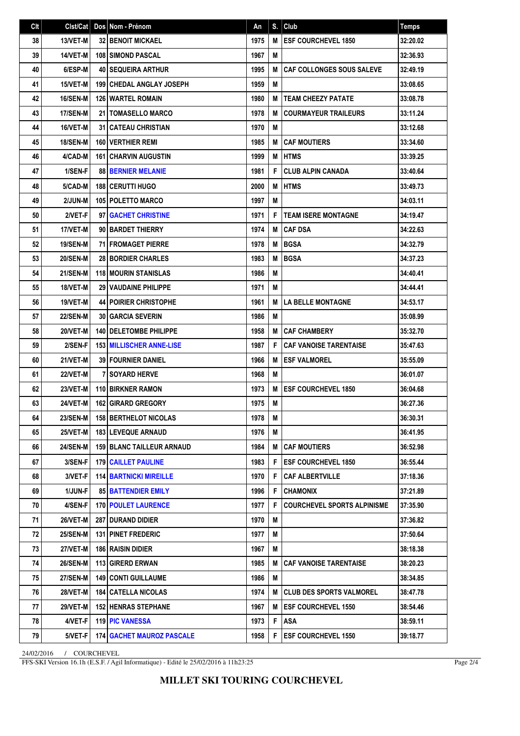| Clt | Clst/Cat | Dos | Nom - Prénom | An | S. | Club | Temps |
|---|---|---|---|---|---|---|---|
| 38 | 13/VET-M | 32 | BENOIT MICKAEL | 1975 | M | ESF COURCHEVEL 1850 | 32:20.02 |
| 39 | 14/VET-M | 108 | SIMOND PASCAL | 1967 | M | | 32:36.93 |
| 40 | 6/ESP-M | 40 | SEQUEIRA ARTHUR | 1995 | M | CAF COLLONGES SOUS SALEVE | 32:49.19 |
| 41 | 15/VET-M | 199 | CHEDAL ANGLAY JOSEPH | 1959 | M | | 33:08.65 |
| 42 | 16/SEN-M | 126 | WARTEL ROMAIN | 1980 | M | TEAM CHEEZY PATATE | 33:08.78 |
| 43 | 17/SEN-M | 21 | TOMASELLO MARCO | 1978 | M | COURMAYEUR TRAILEURS | 33:11.24 |
| 44 | 16/VET-M | 31 | CATEAU CHRISTIAN | 1970 | M | | 33:12.68 |
| 45 | 18/SEN-M | 160 | VERTHIER REMI | 1985 | M | CAF MOUTIERS | 33:34.60 |
| 46 | 4/CAD-M | 161 | CHARVIN AUGUSTIN | 1999 | M | HTMS | 33:39.25 |
| 47 | 1/SEN-F | 88 | BERNIER MELANIE | 1981 | F | CLUB ALPIN CANADA | 33:40.64 |
| 48 | 5/CAD-M | 188 | CERUTTI HUGO | 2000 | M | HTMS | 33:49.73 |
| 49 | 2/JUN-M | 105 | POLETTO MARCO | 1997 | M | | 34:03.11 |
| 50 | 2/VET-F | 97 | GACHET CHRISTINE | 1971 | F | TEAM ISERE MONTAGNE | 34:19.47 |
| 51 | 17/VET-M | 90 | BARDET THIERRY | 1974 | M | CAF DSA | 34:22.63 |
| 52 | 19/SEN-M | 71 | FROMAGET PIERRE | 1978 | M | BGSA | 34:32.79 |
| 53 | 20/SEN-M | 28 | BORDIER CHARLES | 1983 | M | BGSA | 34:37.23 |
| 54 | 21/SEN-M | 118 | MOURIN STANISLAS | 1986 | M | | 34:40.41 |
| 55 | 18/VET-M | 29 | VAUDAINE PHILIPPE | 1971 | M | | 34:44.41 |
| 56 | 19/VET-M | 44 | POIRIER CHRISTOPHE | 1961 | M | LA BELLE MONTAGNE | 34:53.17 |
| 57 | 22/SEN-M | 30 | GARCIA SEVERIN | 1986 | M | | 35:08.99 |
| 58 | 20/VET-M | 140 | DELETOMBE PHILIPPE | 1958 | M | CAF CHAMBERY | 35:32.70 |
| 59 | 2/SEN-F | 153 | MILLISCHER ANNE-LISE | 1987 | F | CAF VANOISE TARENTAISE | 35:47.63 |
| 60 | 21/VET-M | 39 | FOURNIER DANIEL | 1966 | M | ESF VALMOREL | 35:55.09 |
| 61 | 22/VET-M | 7 | SOYARD HERVE | 1968 | M | | 36:01.07 |
| 62 | 23/VET-M | 110 | BIRKNER RAMON | 1973 | M | ESF COURCHEVEL 1850 | 36:04.68 |
| 63 | 24/VET-M | 162 | GIRARD GREGORY | 1975 | M | | 36:27.36 |
| 64 | 23/SEN-M | 158 | BERTHELOT NICOLAS | 1978 | M | | 36:30.31 |
| 65 | 25/VET-M | 183 | LEVEQUE ARNAUD | 1976 | M | | 36:41.95 |
| 66 | 24/SEN-M | 159 | BLANC TAILLEUR ARNAUD | 1984 | M | CAF MOUTIERS | 36:52.98 |
| 67 | 3/SEN-F | 179 | CAILLET PAULINE | 1983 | F | ESF COURCHEVEL 1850 | 36:55.44 |
| 68 | 3/VET-F | 114 | BARTNICKI MIREILLE | 1970 | F | CAF ALBERTVILLE | 37:18.36 |
| 69 | 1/JUN-F | 85 | BATTENDIER EMILY | 1996 | F | CHAMONIX | 37:21.89 |
| 70 | 4/SEN-F | 170 | POULET LAURENCE | 1977 | F | COURCHEVEL SPORTS ALPINISME | 37:35.90 |
| 71 | 26/VET-M | 287 | DURAND DIDIER | 1970 | M | | 37:36.82 |
| 72 | 25/SEN-M | 131 | PINET FREDERIC | 1977 | M | | 37:50.64 |
| 73 | 27/VET-M | 186 | RAISIN DIDIER | 1967 | M | | 38:18.38 |
| 74 | 26/SEN-M | 113 | GIRERD ERWAN | 1985 | M | CAF VANOISE TARENTAISE | 38:20.23 |
| 75 | 27/SEN-M | 149 | CONTI GUILLAUME | 1986 | M | | 38:34.85 |
| 76 | 28/VET-M | 184 | CATELLA NICOLAS | 1974 | M | CLUB DES SPORTS VALMOREL | 38:47.78 |
| 77 | 29/VET-M | 152 | HENRAS STEPHANE | 1967 | M | ESF COURCHEVEL 1550 | 38:54.46 |
| 78 | 4/VET-F | 119 | PIC VANESSA | 1973 | F | ASA | 38:59.11 |
| 79 | 5/VET-F | 174 | GACHET MAUROZ PASCALE | 1958 | F | ESF COURCHEVEL 1550 | 39:18.77 |

24/02/2016 / COURCHEVEL

FFS-SKI Version 16.1h (E.S.F. / Agil Informatique) - Edité le 25/02/2016 à 11h23:25

**MILLET SKI TOURING COURCHEVEL**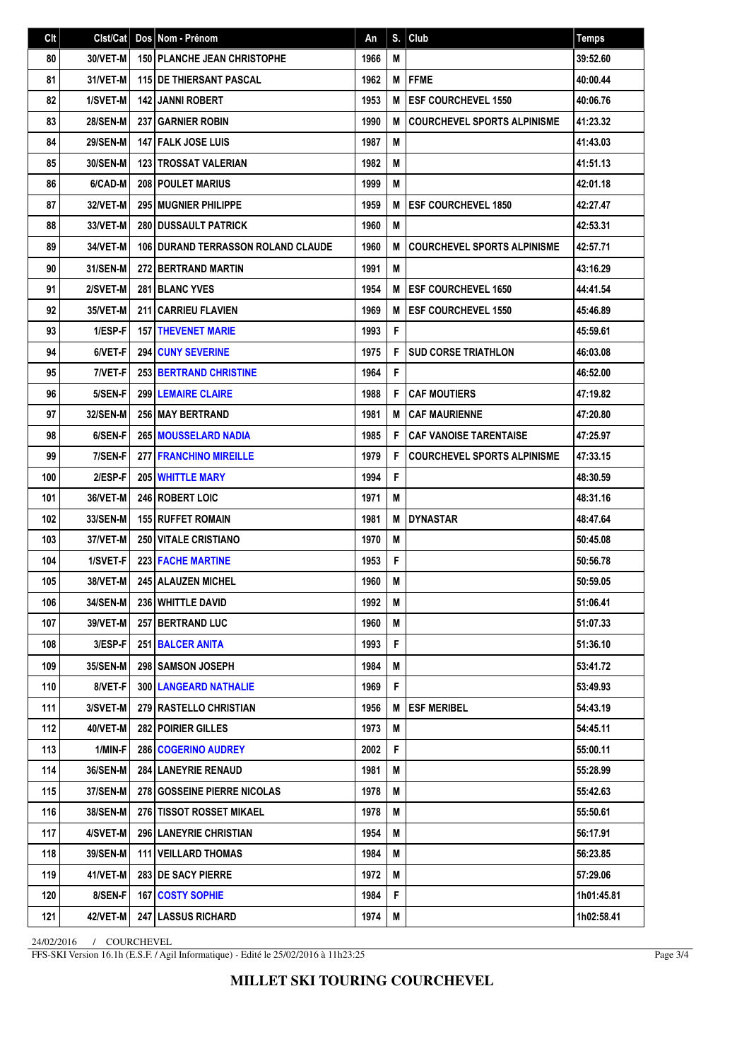| Clt | Clst/Cat | Dos | Nom - Prénom | An | S. | Club | Temps |
|---|---|---|---|---|---|---|---|
| 80 | 30/VET-M | 150 | PLANCHE JEAN CHRISTOPHE | 1966 | M | | 39:52.60 |
| 81 | 31/VET-M | 115 | DE THIERSANT PASCAL | 1962 | M | FFME | 40:00.44 |
| 82 | 1/SVET-M | 142 | JANNI ROBERT | 1953 | M | ESF COURCHEVEL 1550 | 40:06.76 |
| 83 | 28/SEN-M | 237 | GARNIER ROBIN | 1990 | M | COURCHEVEL SPORTS ALPINISME | 41:23.32 |
| 84 | 29/SEN-M | 147 | FALK JOSE LUIS | 1987 | M | | 41:43.03 |
| 85 | 30/SEN-M | 123 | TROSSAT VALERIAN | 1982 | M | | 41:51.13 |
| 86 | 6/CAD-M | 208 | POULET MARIUS | 1999 | M | | 42:01.18 |
| 87 | 32/VET-M | 295 | MUGNIER PHILIPPE | 1959 | M | ESF COURCHEVEL 1850 | 42:27.47 |
| 88 | 33/VET-M | 280 | DUSSAULT PATRICK | 1960 | M | | 42:53.31 |
| 89 | 34/VET-M | 106 | DURAND TERRASSON ROLAND CLAUDE | 1960 | M | COURCHEVEL SPORTS ALPINISME | 42:57.71 |
| 90 | 31/SEN-M | 272 | BERTRAND MARTIN | 1991 | M | | 43:16.29 |
| 91 | 2/SVET-M | 281 | BLANC YVES | 1954 | M | ESF COURCHEVEL 1650 | 44:41.54 |
| 92 | 35/VET-M | 211 | CARRIEU FLAVIEN | 1969 | M | ESF COURCHEVEL 1550 | 45:46.89 |
| 93 | 1/ESP-F | 157 | THEVENET MARIE | 1993 | F | | 45:59.61 |
| 94 | 6/VET-F | 294 | CUNY SEVERINE | 1975 | F | SUD CORSE TRIATHLON | 46:03.08 |
| 95 | 7/VET-F | 253 | BERTRAND CHRISTINE | 1964 | F | | 46:52.00 |
| 96 | 5/SEN-F | 299 | LEMAIRE CLAIRE | 1988 | F | CAF MOUTIERS | 47:19.82 |
| 97 | 32/SEN-M | 256 | MAY BERTRAND | 1981 | M | CAF MAURIENNE | 47:20.80 |
| 98 | 6/SEN-F | 265 | MOUSSELARD NADIA | 1985 | F | CAF VANOISE TARENTAISE | 47:25.97 |
| 99 | 7/SEN-F | 277 | FRANCHINO MIREILLE | 1979 | F | COURCHEVEL SPORTS ALPINISME | 47:33.15 |
| 100 | 2/ESP-F | 205 | WHITTLE MARY | 1994 | F | | 48:30.59 |
| 101 | 36/VET-M | 246 | ROBERT LOIC | 1971 | M | | 48:31.16 |
| 102 | 33/SEN-M | 155 | RUFFET ROMAIN | 1981 | M | DYNASTAR | 48:47.64 |
| 103 | 37/VET-M | 250 | VITALE CRISTIANO | 1970 | M | | 50:45.08 |
| 104 | 1/SVET-F | 223 | FACHE MARTINE | 1953 | F | | 50:56.78 |
| 105 | 38/VET-M | 245 | ALAUZEN MICHEL | 1960 | M | | 50:59.05 |
| 106 | 34/SEN-M | 236 | WHITTLE DAVID | 1992 | M | | 51:06.41 |
| 107 | 39/VET-M | 257 | BERTRAND LUC | 1960 | M | | 51:07.33 |
| 108 | 3/ESP-F | 251 | BALCER ANITA | 1993 | F | | 51:36.10 |
| 109 | 35/SEN-M | 298 | SAMSON JOSEPH | 1984 | M | | 53:41.72 |
| 110 | 8/VET-F | 300 | LANGEARD NATHALIE | 1969 | F | | 53:49.93 |
| 111 | 3/SVET-M | 279 | RASTELLO CHRISTIAN | 1956 | M | ESF MERIBEL | 54:43.19 |
| 112 | 40/VET-M | 282 | POIRIER GILLES | 1973 | M | | 54:45.11 |
| 113 | 1/MIN-F | 286 | COGERINO AUDREY | 2002 | F | | 55:00.11 |
| 114 | 36/SEN-M | 284 | LANEYRIE RENAUD | 1981 | M | | 55:28.99 |
| 115 | 37/SEN-M | 278 | GOSSEINE PIERRE NICOLAS | 1978 | M | | 55:42.63 |
| 116 | 38/SEN-M | 276 | TISSOT ROSSET MIKAEL | 1978 | M | | 55:50.61 |
| 117 | 4/SVET-M | 296 | LANEYRIE CHRISTIAN | 1954 | M | | 56:17.91 |
| 118 | 39/SEN-M | 111 | VEILLARD THOMAS | 1984 | M | | 56:23.85 |
| 119 | 41/VET-M | 283 | DE SACY PIERRE | 1972 | M | | 57:29.06 |
| 120 | 8/SEN-F | 167 | COSTY SOPHIE | 1984 | F | | 1h01:45.81 |
| 121 | 42/VET-M | 247 | LASSUS RICHARD | 1974 | M | | 1h02:58.41 |

24/02/2016 / COURCHEVEL

FFS-SKI Version 16.1h (E.S.F. / Agil Informatique) - Edité le 25/02/2016 à 11h23:25

**MILLET SKI TOURING COURCHEVEL**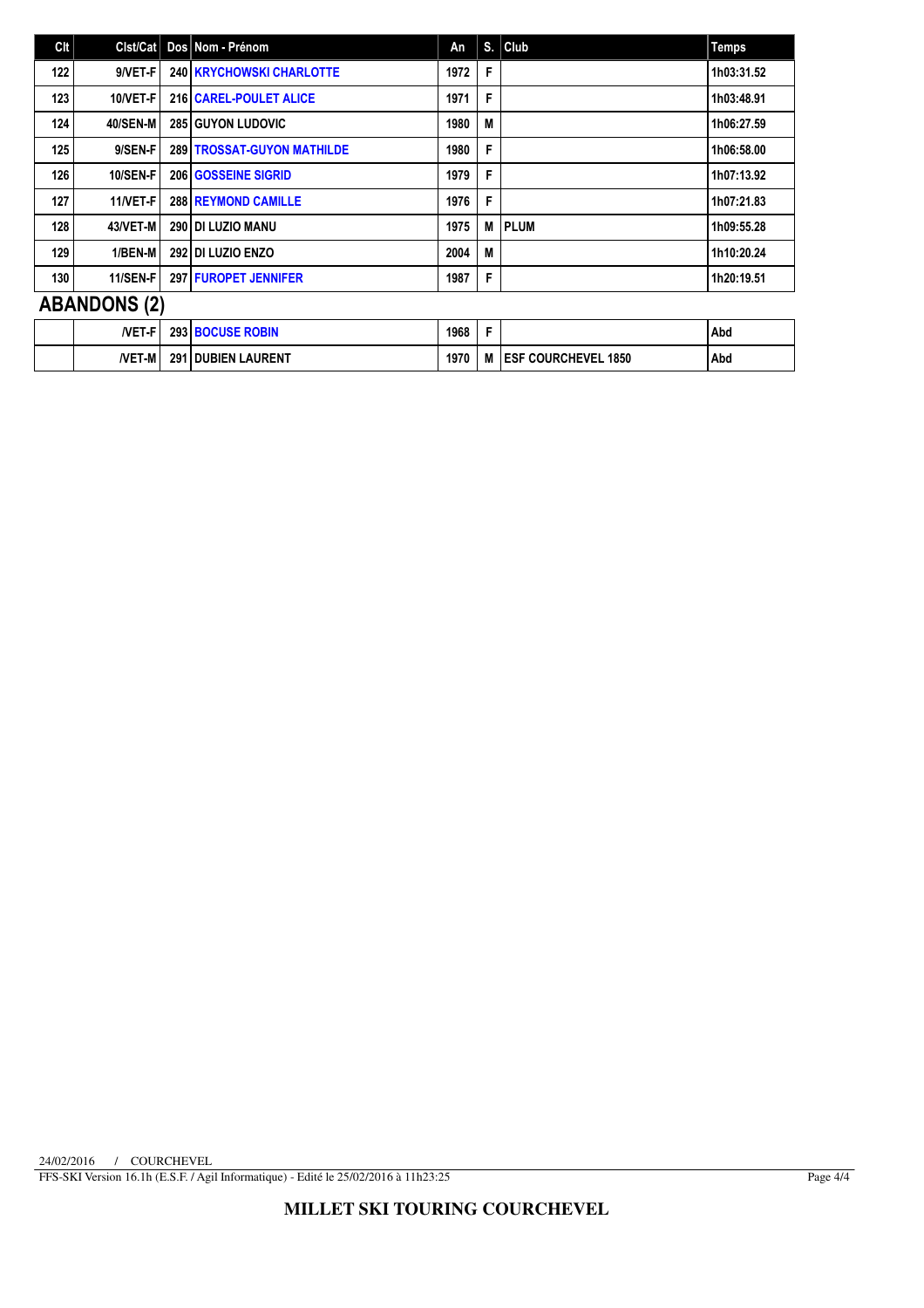| Clt | Clst/Cat | Dos | Nom - Prénom | An | S. | Club | Temps |
|---|---|---|---|---|---|---|---|
| 122 | 9/VET-F | 240 | KRYCHOWSKI CHARLOTTE | 1972 | F | | 1h03:31.52 |
| 123 | 10/VET-F | 216 | CAREL-POULET ALICE | 1971 | F | | 1h03:48.91 |
| 124 | 40/SEN-M | 285 | GUYON LUDOVIC | 1980 | M | | 1h06:27.59 |
| 125 | 9/SEN-F | 289 | TROSSAT-GUYON MATHILDE | 1980 | F | | 1h06:58.00 |
| 126 | 10/SEN-F | 206 | GOSSEINE SIGRID | 1979 | F | | 1h07:13.92 |
| 127 | 11/VET-F | 288 | REYMOND CAMILLE | 1976 | F | | 1h07:21.83 |
| 128 | 43/VET-M | 290 | DI LUZIO MANU | 1975 | M | PLUM | 1h09:55.28 |
| 129 | 1/BEN-M | 292 | DI LUZIO ENZO | 2004 | M | | 1h10:20.24 |
| 130 | 11/SEN-F | 297 | FUROPET JENNIFER | 1987 | F | | 1h20:19.51 |

## ABANDONS (2)

| Clt | Clst/Cat | Dos | Nom - Prénom | An | S. | Club | Temps |
|---|---|---|---|---|---|---|---|
| | /VET-F | 293 | BOCUSE ROBIN | 1968 | F | | Abd |
| | /VET-M | 291 | DUBIEN LAURENT | 1970 | M | ESF COURCHEVEL 1850 | Abd |

24/02/2016 / COURCHEVEL

FFS-SKI Version 16.1h (E.S.F. / Agil Informatique) - Edité le 25/02/2016 à 11h23:25

**MILLET SKI TOURING COURCHEVEL**